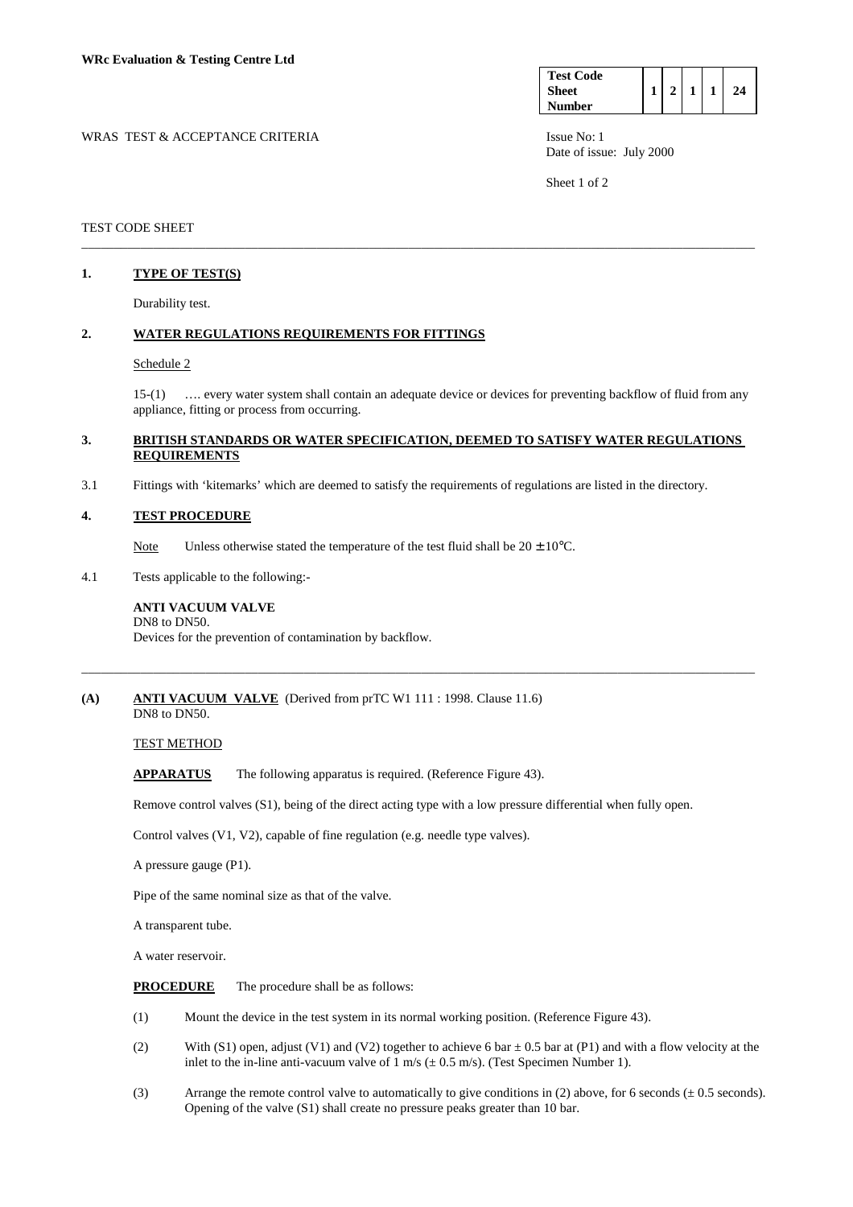**WRc Evaluation & Testing Centre Ltd**

| Test Code Sheet Number | 1 | 2 | 1 | 1 | 24 |
|---|---|---|---|---|---|

WRAS TEST & ACCEPTANCE CRITERIA

Issue No: 1
Date of issue: July 2000

TEST CODE SHEET

---

## 1. TYPE OF TEST(S)

Durability test.

## 2. WATER REGULATIONS REQUIREMENTS FOR FITTINGS

Schedule 2

15-(1) …. every water system shall contain an adequate device or devices for preventing backflow of fluid from any appliance, fitting or process from occurring.

## 3. BRITISH STANDARDS OR WATER SPECIFICATION, DEEMED TO SATISFY WATER REGULATIONS REQUIREMENTS

3.1 Fittings with 'kitemarks' which are deemed to satisfy the requirements of regulations are listed in the directory.

## 4. TEST PROCEDURE

Note Unless otherwise stated the temperature of the test fluid shall be $20 \pm 10°C$.

4.1 Tests applicable to the following:-

**ANTI VACUUM VALVE**
DN8 to DN50.
Devices for the prevention of contamination by backflow.

---

**(A) ANTI VACUUM VALVE** (Derived from prTC W1 111 : 1998. Clause 11.6)
DN8 to DN50.

TEST METHOD

**APPARATUS** The following apparatus is required. (Reference Figure 43).

Remove control valves (S1), being of the direct acting type with a low pressure differential when fully open.

Control valves (V1, V2), capable of fine regulation (e.g. needle type valves).

A pressure gauge (P1).

Pipe of the same nominal size as that of the valve.

A transparent tube.

A water reservoir.

**PROCEDURE** The procedure shall be as follows:

(1) Mount the device in the test system in its normal working position. (Reference Figure 43).

(2) With (S1) open, adjust (V1) and (V2) together to achieve 6 bar ± 0.5 bar at (P1) and with a flow velocity at the inlet to the in-line anti-vacuum valve of 1 m/s (± 0.5 m/s). (Test Specimen Number 1).

(3) Arrange the remote control valve to automatically to give conditions in (2) above, for 6 seconds (± 0.5 seconds). Opening of the valve (S1) shall create no pressure peaks greater than 10 bar.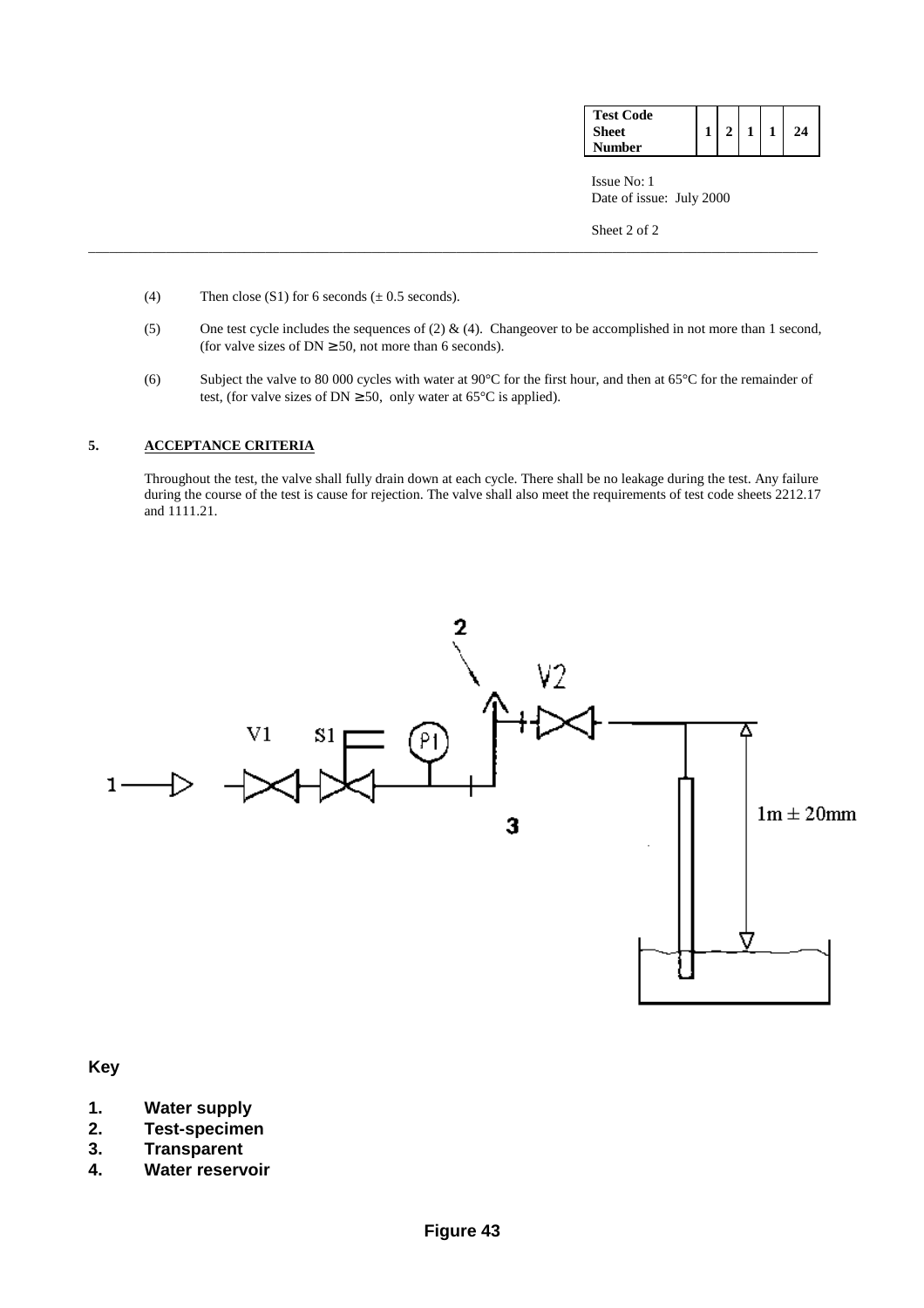(4) Then close (S1) for 6 seconds (± 0.5 seconds).

(5) One test cycle includes the sequences of (2) & (4). Changeover to be accomplished in not more than 1 second, (for valve sizes of DN ≥ 50, not more than 6 seconds).

(6) Subject the valve to 80 000 cycles with water at 90°C for the first hour, and then at 65°C for the remainder of test, (for valve sizes of DN ≥ 50, only water at 65°C is applied).

**5. ACCEPTANCE CRITERIA**

Throughout the test, the valve shall fully drain down at each cycle. There shall be no leakage during the test. Any failure during the course of the test is cause for rejection. The valve shall also meet the requirements of test code sheets 2212.17 and 1111.21.

2

V2

V1 S1 P1

1

3

1m ± 20mm

**Key**

1. **Water supply**
2. **Test-specimen**
3. **Transparent**
4. **Water reservoir**

**Figure 43**